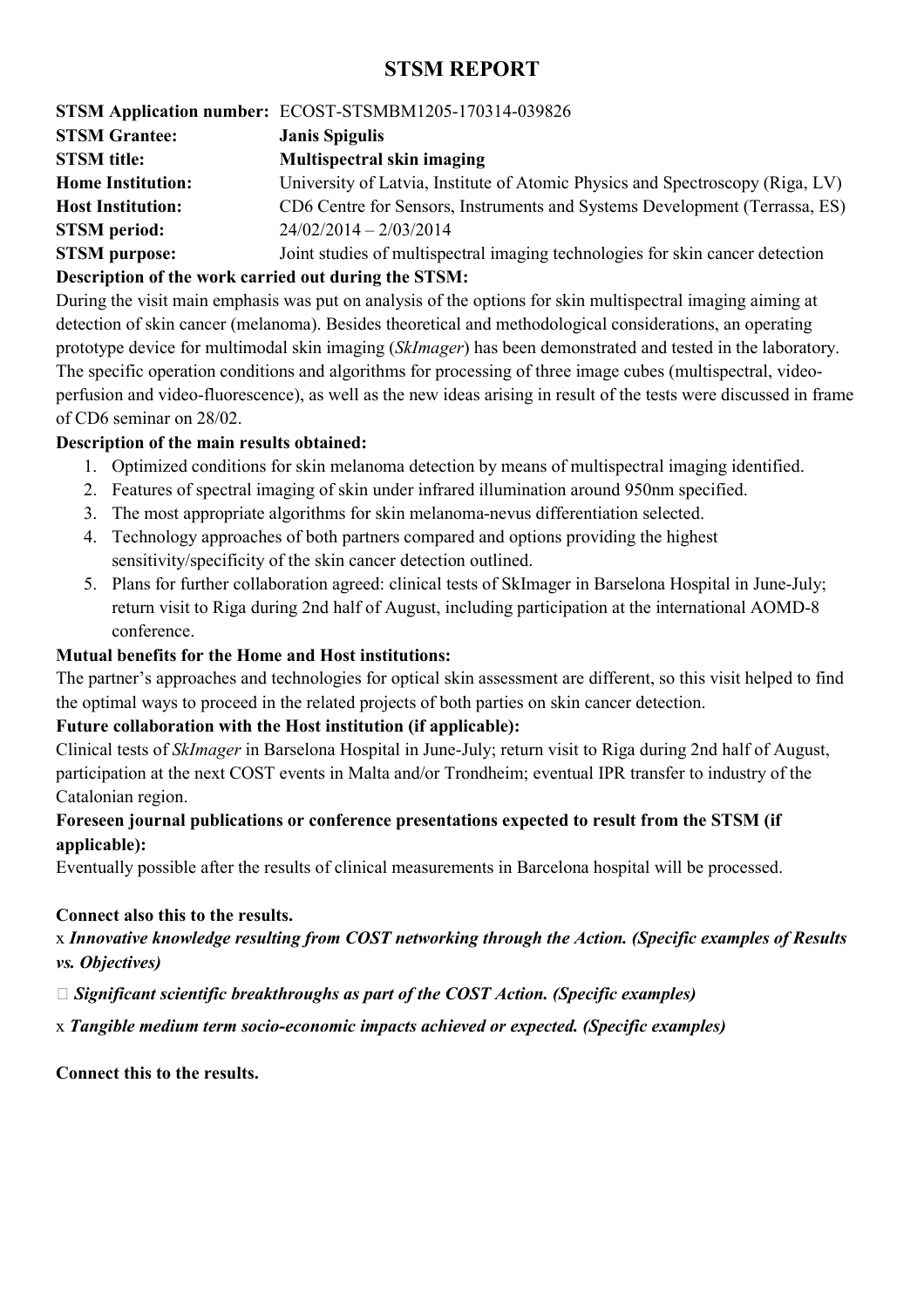# STSM REPORT

**STSM Application number:** ECOST-STSMBM1205-170314-039826
**STSM Grantee:** **Janis Spigulis**
**STSM title:** **Multispectral skin imaging**
**Home Institution:** University of Latvia, Institute of Atomic Physics and Spectroscopy (Riga, LV)
**Host Institution:** CD6 Centre for Sensors, Instruments and Systems Development (Terrassa, ES)
**STSM period:** 24/02/2014 – 2/03/2014
**STSM purpose:** Joint studies of multispectral imaging technologies for skin cancer detection

**Description of the work carried out during the STSM:**

During the visit main emphasis was put on analysis of the options for skin multispectral imaging aiming at detection of skin cancer (melanoma). Besides theoretical and methodological considerations, an operating prototype device for multimodal skin imaging (*SkImager*) has been demonstrated and tested in the laboratory. The specific operation conditions and algorithms for processing of three image cubes (multispectral, video-perfusion and video-fluorescence), as well as the new ideas arising in result of the tests were discussed in frame of CD6 seminar on 28/02.

**Description of the main results obtained:**

1. Optimized conditions for skin melanoma detection by means of multispectral imaging identified.
2. Features of spectral imaging of skin under infrared illumination around 950nm specified.
3. The most appropriate algorithms for skin melanoma-nevus differentiation selected.
4. Technology approaches of both partners compared and options providing the highest sensitivity/specificity of the skin cancer detection outlined.
5. Plans for further collaboration agreed: clinical tests of SkImager in Barselona Hospital in June-July; return visit to Riga during 2nd half of August, including participation at the international AOMD-8 conference.

**Mutual benefits for the Home and Host institutions:**

The partner's approaches and technologies for optical skin assessment are different, so this visit helped to find the optimal ways to proceed in the related projects of both parties on skin cancer detection.

**Future collaboration with the Host institution (if applicable):**

Clinical tests of *SkImager* in Barselona Hospital in June-July; return visit to Riga during 2nd half of August, participation at the next COST events in Malta and/or Trondheim; eventual IPR transfer to industry of the Catalonian region.

**Foreseen journal publications or conference presentations expected to result from the STSM (if applicable):**

Eventually possible after the results of clinical measurements in Barcelona hospital will be processed.

**Connect also this to the results.**

x ***Innovative knowledge resulting from COST networking through the Action. (Specific examples of Results vs. Objectives)***

☐ ***Significant scientific breakthroughs as part of the COST Action. (Specific examples)***

x ***Tangible medium term socio-economic impacts achieved or expected. (Specific examples)***

**Connect this to the results.**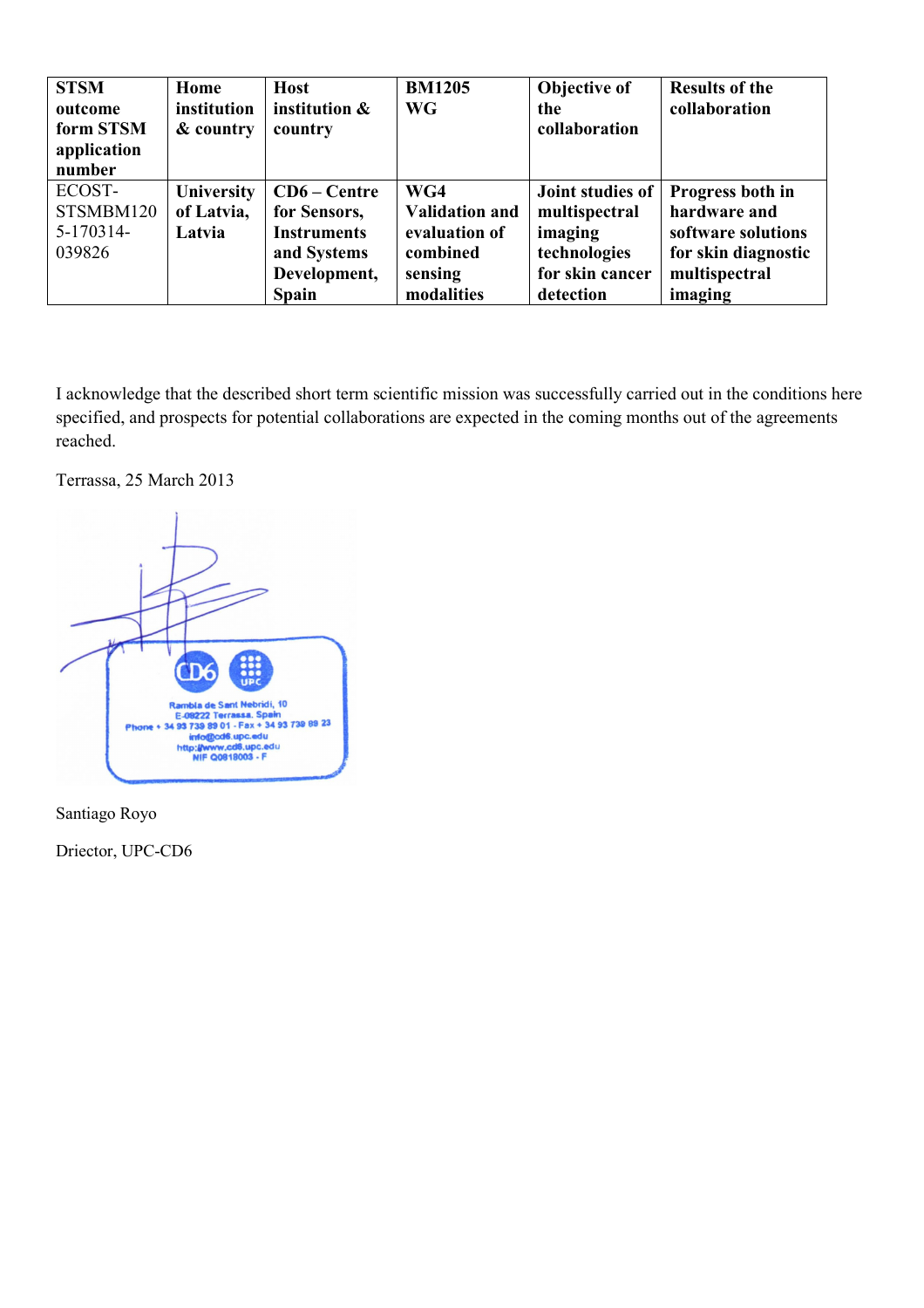| STSM outcome form STSM application number | Home institution & country | Host institution & country | BM1205 WG | Objective of the collaboration | Results of the collaboration |
|---|---|---|---|---|---|
| ECOST-STSMBM1205-170314-039826 | **University of Latvia, Latvia** | **CD6 – Centre for Sensors, Instruments and Systems Development, Spain** | **WG4 Validation and evaluation of combined sensing modalities** | **Joint studies of multispectral imaging technologies for skin cancer detection** | **Progress both in hardware and software solutions for skin diagnostic multispectral imaging** |

I acknowledge that the described short term scientific mission was successfully carried out in the conditions here specified, and prospects for potential collaborations are expected in the coming months out of the agreements reached.

Terrassa, 25 March 2013

CD6 UPC
Rambla de Sant Nebridi, 10
E-08222 Terrassa. Spain
Phone + 34 93 739 89 01 - Fax + 34 93 739 89 23
info@cd6.upc.edu
http://www.cd6.upc.edu
NIF Q0818003 - F

Santiago Royo

Driector, UPC-CD6